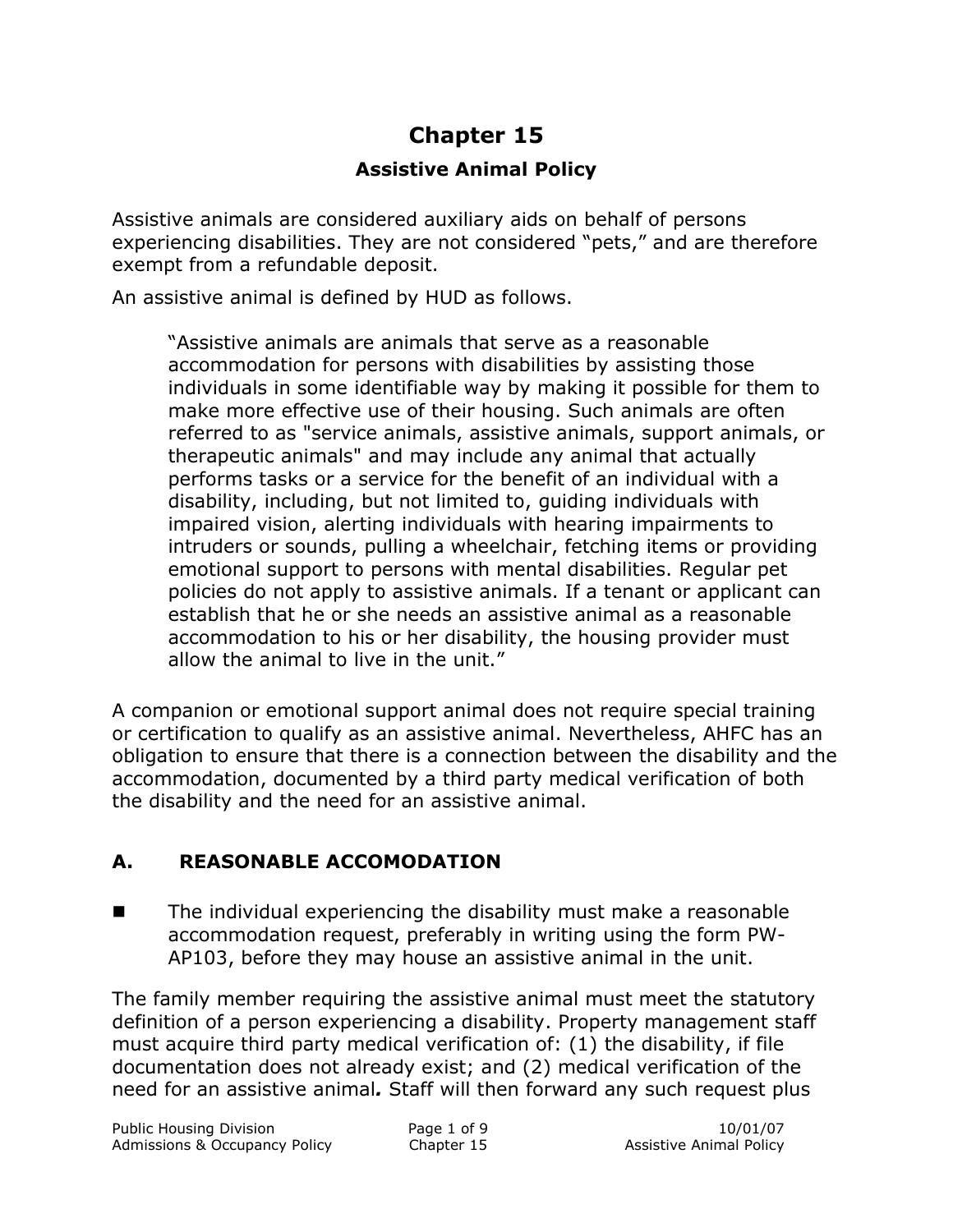# Chapter 15

## Assistive Animal Policy

Assistive animals are considered auxiliary aids on behalf of persons experiencing disabilities. They are not considered "pets," and are therefore exempt from a refundable deposit.

An assistive animal is defined by HUD as follows.

> "Assistive animals are animals that serve as a reasonable accommodation for persons with disabilities by assisting those individuals in some identifiable way by making it possible for them to make more effective use of their housing. Such animals are often referred to as "service animals, assistive animals, support animals, or therapeutic animals" and may include any animal that actually performs tasks or a service for the benefit of an individual with a disability, including, but not limited to, guiding individuals with impaired vision, alerting individuals with hearing impairments to intruders or sounds, pulling a wheelchair, fetching items or providing emotional support to persons with mental disabilities. Regular pet policies do not apply to assistive animals. If a tenant or applicant can establish that he or she needs an assistive animal as a reasonable accommodation to his or her disability, the housing provider must allow the animal to live in the unit."

A companion or emotional support animal does not require special training or certification to qualify as an assistive animal. Nevertheless, AHFC has an obligation to ensure that there is a connection between the disability and the accommodation, documented by a third party medical verification of both the disability and the need for an assistive animal.

### A. REASONABLE ACCOMODATION

- The individual experiencing the disability must make a reasonable accommodation request, preferably in writing using the form PW-AP103, before they may house an assistive animal in the unit.

The family member requiring the assistive animal must meet the statutory definition of a person experiencing a disability. Property management staff must acquire third party medical verification of: (1) the disability, if file documentation does not already exist; and (2) medical verification of the need for an assistive animal***.*** Staff will then forward any such request plus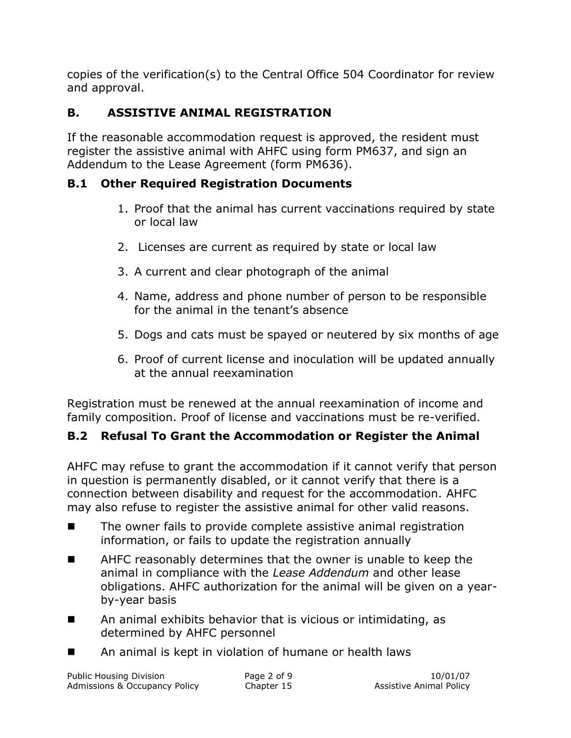copies of the verification(s) to the Central Office 504 Coordinator for review and approval.

## B. ASSISTIVE ANIMAL REGISTRATION

If the reasonable accommodation request is approved, the resident must register the assistive animal with AHFC using form PM637, and sign an Addendum to the Lease Agreement (form PM636).

### B.1 Other Required Registration Documents

1. Proof that the animal has current vaccinations required by state or local law
2. Licenses are current as required by state or local law
3. A current and clear photograph of the animal
4. Name, address and phone number of person to be responsible for the animal in the tenant's absence
5. Dogs and cats must be spayed or neutered by six months of age
6. Proof of current license and inoculation will be updated annually at the annual reexamination

Registration must be renewed at the annual reexamination of income and family composition. Proof of license and vaccinations must be re-verified.

### B.2 Refusal To Grant the Accommodation or Register the Animal

AHFC may refuse to grant the accommodation if it cannot verify that person in question is permanently disabled, or it cannot verify that there is a connection between disability and request for the accommodation. AHFC may also refuse to register the assistive animal for other valid reasons.

- The owner fails to provide complete assistive animal registration information, or fails to update the registration annually
- AHFC reasonably determines that the owner is unable to keep the animal in compliance with the *Lease Addendum* and other lease obligations. AHFC authorization for the animal will be given on a year-by-year basis
- An animal exhibits behavior that is vicious or intimidating, as determined by AHFC personnel
- An animal is kept in violation of humane or health laws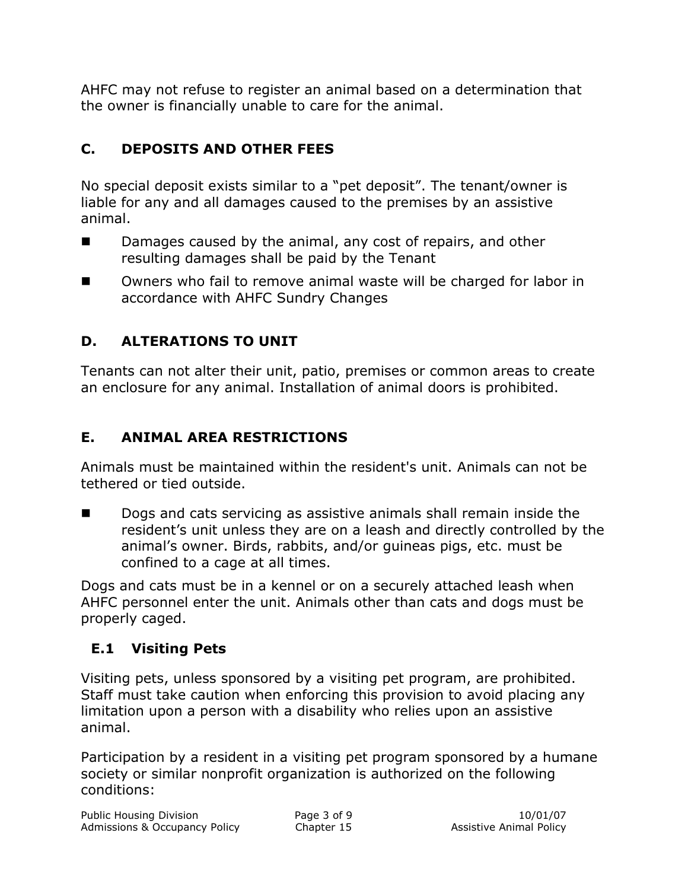AHFC may not refuse to register an animal based on a determination that the owner is financially unable to care for the animal.

## C. DEPOSITS AND OTHER FEES

No special deposit exists similar to a "pet deposit". The tenant/owner is liable for any and all damages caused to the premises by an assistive animal.

- Damages caused by the animal, any cost of repairs, and other resulting damages shall be paid by the Tenant
- Owners who fail to remove animal waste will be charged for labor in accordance with AHFC Sundry Changes

## D. ALTERATIONS TO UNIT

Tenants can not alter their unit, patio, premises or common areas to create an enclosure for any animal. Installation of animal doors is prohibited.

## E. ANIMAL AREA RESTRICTIONS

Animals must be maintained within the resident's unit. Animals can not be tethered or tied outside.

- Dogs and cats servicing as assistive animals shall remain inside the resident's unit unless they are on a leash and directly controlled by the animal's owner. Birds, rabbits, and/or guineas pigs, etc. must be confined to a cage at all times.

Dogs and cats must be in a kennel or on a securely attached leash when AHFC personnel enter the unit. Animals other than cats and dogs must be properly caged.

### E.1 Visiting Pets

Visiting pets, unless sponsored by a visiting pet program, are prohibited. Staff must take caution when enforcing this provision to avoid placing any limitation upon a person with a disability who relies upon an assistive animal.

Participation by a resident in a visiting pet program sponsored by a humane society or similar nonprofit organization is authorized on the following conditions: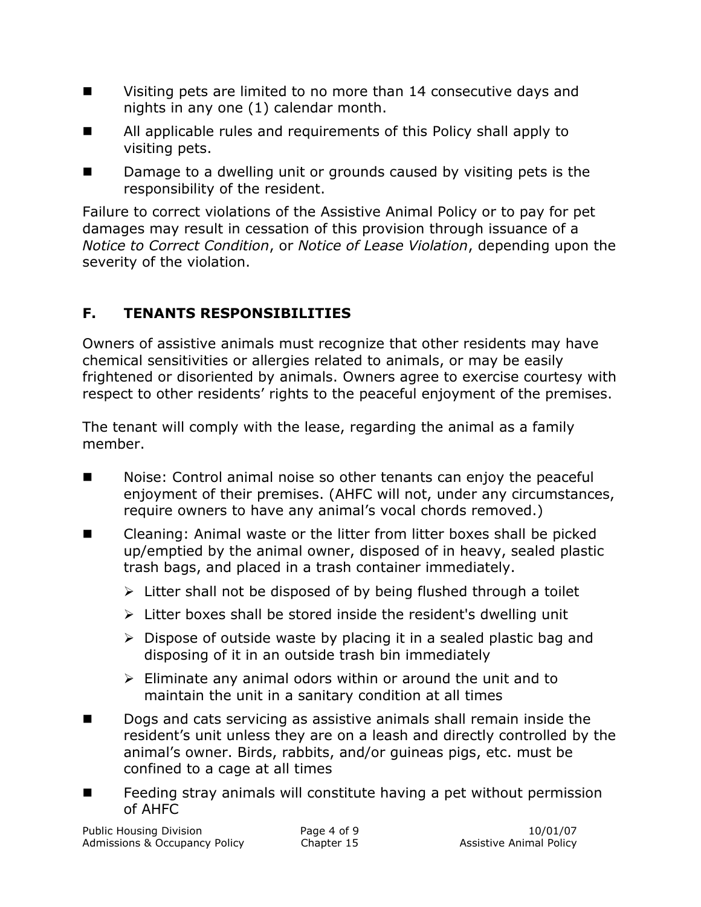- Visiting pets are limited to no more than 14 consecutive days and nights in any one (1) calendar month.
- All applicable rules and requirements of this Policy shall apply to visiting pets.
- Damage to a dwelling unit or grounds caused by visiting pets is the responsibility of the resident.

Failure to correct violations of the Assistive Animal Policy or to pay for pet damages may result in cessation of this provision through issuance of a *Notice to Correct Condition*, or *Notice of Lease Violation*, depending upon the severity of the violation.

## F. TENANTS RESPONSIBILITIES

Owners of assistive animals must recognize that other residents may have chemical sensitivities or allergies related to animals, or may be easily frightened or disoriented by animals. Owners agree to exercise courtesy with respect to other residents' rights to the peaceful enjoyment of the premises.

The tenant will comply with the lease, regarding the animal as a family member.

- Noise: Control animal noise so other tenants can enjoy the peaceful enjoyment of their premises. (AHFC will not, under any circumstances, require owners to have any animal's vocal chords removed.)
- Cleaning: Animal waste or the litter from litter boxes shall be picked up/emptied by the animal owner, disposed of in heavy, sealed plastic trash bags, and placed in a trash container immediately.
  - Litter shall not be disposed of by being flushed through a toilet
  - Litter boxes shall be stored inside the resident's dwelling unit
  - Dispose of outside waste by placing it in a sealed plastic bag and disposing of it in an outside trash bin immediately
  - Eliminate any animal odors within or around the unit and to maintain the unit in a sanitary condition at all times
- Dogs and cats servicing as assistive animals shall remain inside the resident's unit unless they are on a leash and directly controlled by the animal's owner. Birds, rabbits, and/or guineas pigs, etc. must be confined to a cage at all times
- Feeding stray animals will constitute having a pet without permission of AHFC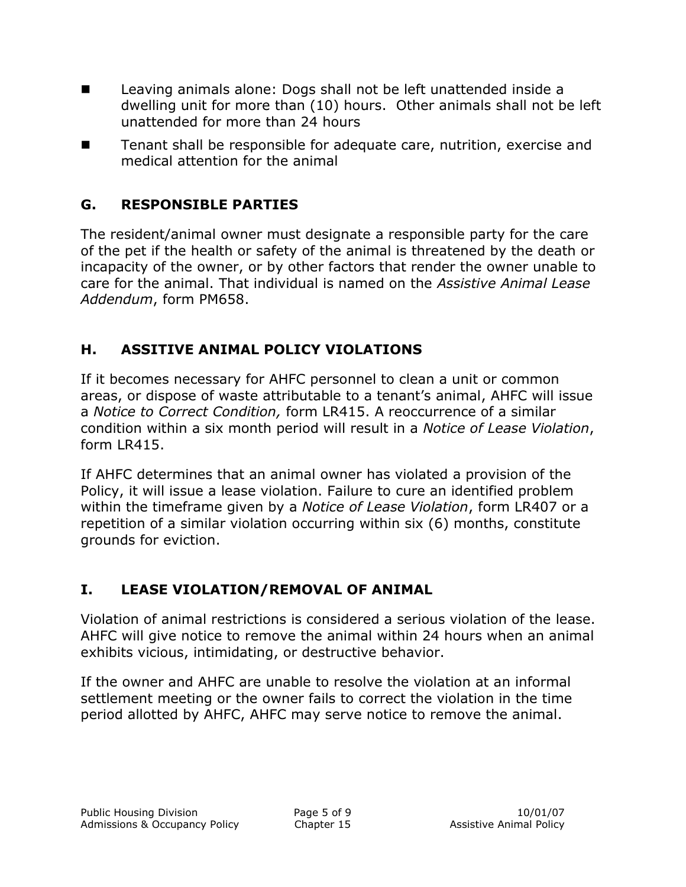- Leaving animals alone: Dogs shall not be left unattended inside a dwelling unit for more than (10) hours. Other animals shall not be left unattended for more than 24 hours
- Tenant shall be responsible for adequate care, nutrition, exercise and medical attention for the animal

## G. RESPONSIBLE PARTIES

The resident/animal owner must designate a responsible party for the care of the pet if the health or safety of the animal is threatened by the death or incapacity of the owner, or by other factors that render the owner unable to care for the animal. That individual is named on the *Assistive Animal Lease Addendum*, form PM658.

## H. ASSITIVE ANIMAL POLICY VIOLATIONS

If it becomes necessary for AHFC personnel to clean a unit or common areas, or dispose of waste attributable to a tenant's animal, AHFC will issue a *Notice to Correct Condition,* form LR415. A reoccurrence of a similar condition within a six month period will result in a *Notice of Lease Violation*, form LR415.

If AHFC determines that an animal owner has violated a provision of the Policy, it will issue a lease violation. Failure to cure an identified problem within the timeframe given by a *Notice of Lease Violation*, form LR407 or a repetition of a similar violation occurring within six (6) months, constitute grounds for eviction.

## I. LEASE VIOLATION/REMOVAL OF ANIMAL

Violation of animal restrictions is considered a serious violation of the lease. AHFC will give notice to remove the animal within 24 hours when an animal exhibits vicious, intimidating, or destructive behavior.

If the owner and AHFC are unable to resolve the violation at an informal settlement meeting or the owner fails to correct the violation in the time period allotted by AHFC, AHFC may serve notice to remove the animal.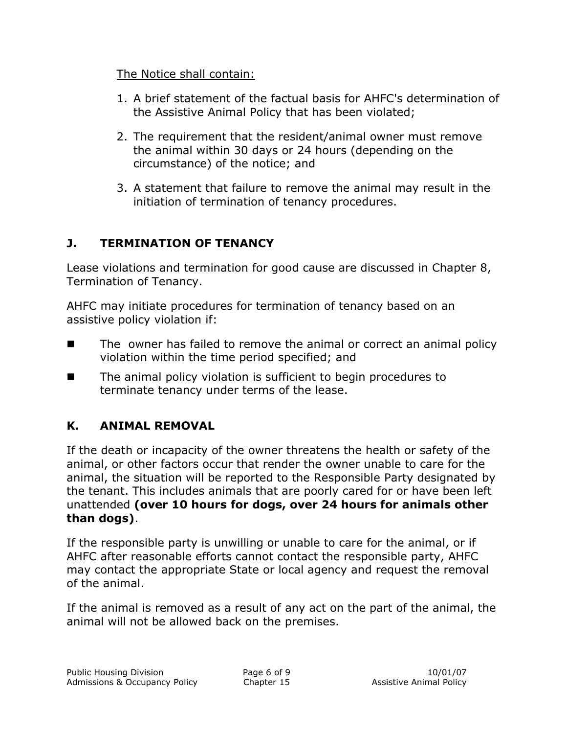The Notice shall contain:

1. A brief statement of the factual basis for AHFC's determination of the Assistive Animal Policy that has been violated;
2. The requirement that the resident/animal owner must remove the animal within 30 days or 24 hours (depending on the circumstance) of the notice; and
3. A statement that failure to remove the animal may result in the initiation of termination of tenancy procedures.

## J. TERMINATION OF TENANCY

Lease violations and termination for good cause are discussed in Chapter 8, Termination of Tenancy.

AHFC may initiate procedures for termination of tenancy based on an assistive policy violation if:

- The owner has failed to remove the animal or correct an animal policy violation within the time period specified; and
- The animal policy violation is sufficient to begin procedures to terminate tenancy under terms of the lease.

## K. ANIMAL REMOVAL

If the death or incapacity of the owner threatens the health or safety of the animal, or other factors occur that render the owner unable to care for the animal, the situation will be reported to the Responsible Party designated by the tenant. This includes animals that are poorly cared for or have been left unattended **(over 10 hours for dogs, over 24 hours for animals other than dogs)**.

If the responsible party is unwilling or unable to care for the animal, or if AHFC after reasonable efforts cannot contact the responsible party, AHFC may contact the appropriate State or local agency and request the removal of the animal.

If the animal is removed as a result of any act on the part of the animal, the animal will not be allowed back on the premises.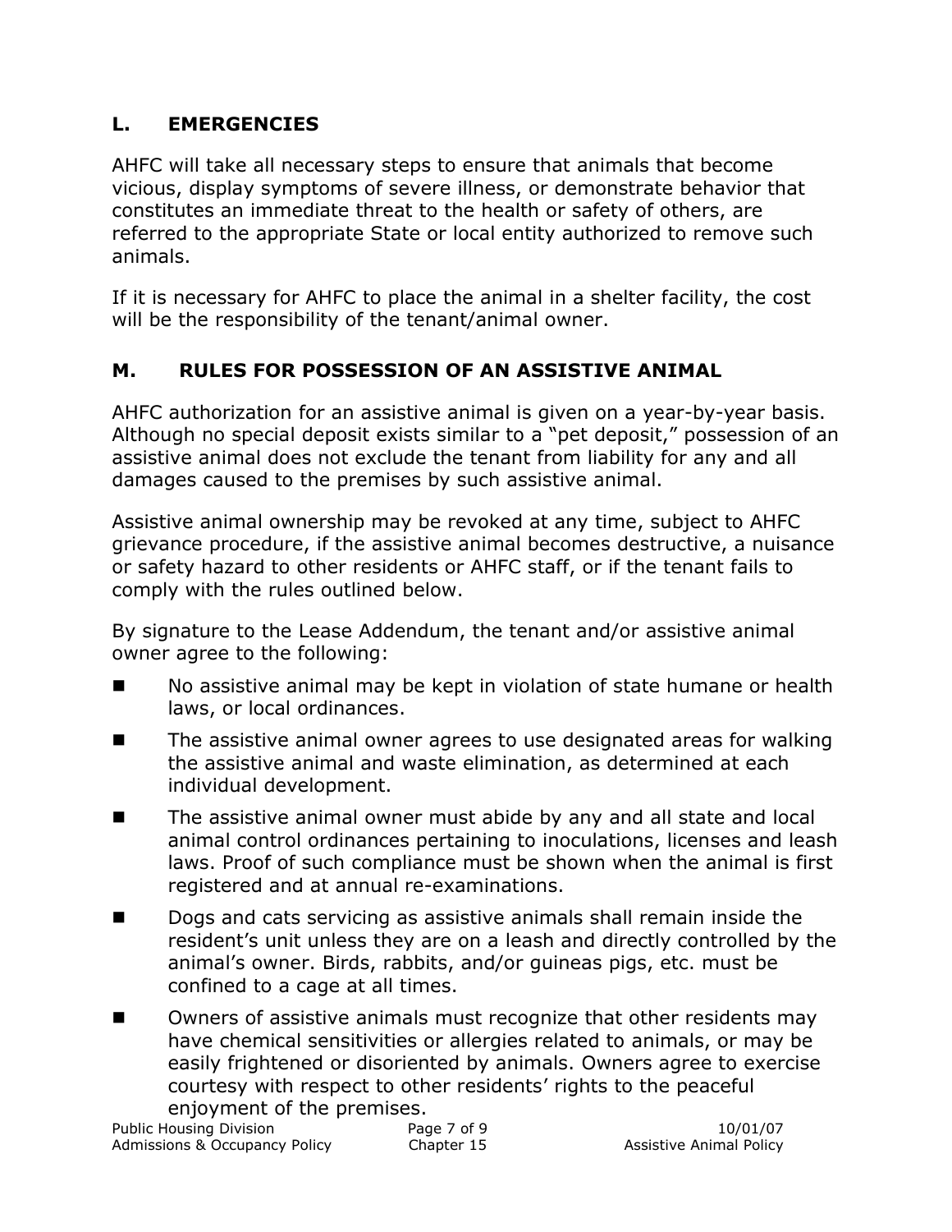## L. EMERGENCIES

AHFC will take all necessary steps to ensure that animals that become vicious, display symptoms of severe illness, or demonstrate behavior that constitutes an immediate threat to the health or safety of others, are referred to the appropriate State or local entity authorized to remove such animals.

If it is necessary for AHFC to place the animal in a shelter facility, the cost will be the responsibility of the tenant/animal owner.

## M. RULES FOR POSSESSION OF AN ASSISTIVE ANIMAL

AHFC authorization for an assistive animal is given on a year-by-year basis. Although no special deposit exists similar to a "pet deposit," possession of an assistive animal does not exclude the tenant from liability for any and all damages caused to the premises by such assistive animal.

Assistive animal ownership may be revoked at any time, subject to AHFC grievance procedure, if the assistive animal becomes destructive, a nuisance or safety hazard to other residents or AHFC staff, or if the tenant fails to comply with the rules outlined below.

By signature to the Lease Addendum, the tenant and/or assistive animal owner agree to the following:

- No assistive animal may be kept in violation of state humane or health laws, or local ordinances.
- The assistive animal owner agrees to use designated areas for walking the assistive animal and waste elimination, as determined at each individual development.
- The assistive animal owner must abide by any and all state and local animal control ordinances pertaining to inoculations, licenses and leash laws. Proof of such compliance must be shown when the animal is first registered and at annual re-examinations.
- Dogs and cats servicing as assistive animals shall remain inside the resident's unit unless they are on a leash and directly controlled by the animal's owner. Birds, rabbits, and/or guineas pigs, etc. must be confined to a cage at all times.
- Owners of assistive animals must recognize that other residents may have chemical sensitivities or allergies related to animals, or may be easily frightened or disoriented by animals. Owners agree to exercise courtesy with respect to other residents' rights to the peaceful enjoyment of the premises.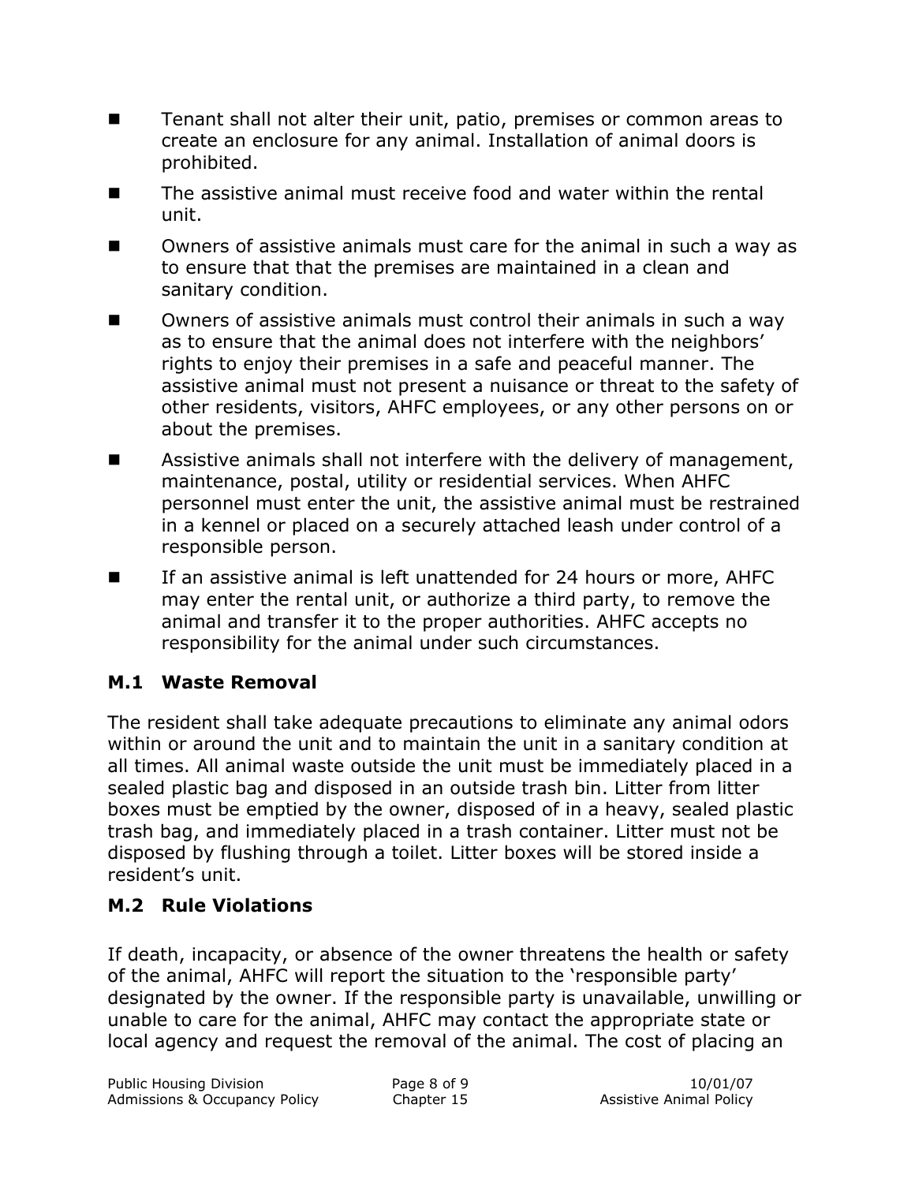- Tenant shall not alter their unit, patio, premises or common areas to create an enclosure for any animal. Installation of animal doors is prohibited.
- The assistive animal must receive food and water within the rental unit.
- Owners of assistive animals must care for the animal in such a way as to ensure that that the premises are maintained in a clean and sanitary condition.
- Owners of assistive animals must control their animals in such a way as to ensure that the animal does not interfere with the neighbors' rights to enjoy their premises in a safe and peaceful manner. The assistive animal must not present a nuisance or threat to the safety of other residents, visitors, AHFC employees, or any other persons on or about the premises.
- Assistive animals shall not interfere with the delivery of management, maintenance, postal, utility or residential services. When AHFC personnel must enter the unit, the assistive animal must be restrained in a kennel or placed on a securely attached leash under control of a responsible person.
- If an assistive animal is left unattended for 24 hours or more, AHFC may enter the rental unit, or authorize a third party, to remove the animal and transfer it to the proper authorities. AHFC accepts no responsibility for the animal under such circumstances.

### M.1 Waste Removal

The resident shall take adequate precautions to eliminate any animal odors within or around the unit and to maintain the unit in a sanitary condition at all times. All animal waste outside the unit must be immediately placed in a sealed plastic bag and disposed in an outside trash bin. Litter from litter boxes must be emptied by the owner, disposed of in a heavy, sealed plastic trash bag, and immediately placed in a trash container. Litter must not be disposed by flushing through a toilet. Litter boxes will be stored inside a resident's unit.

### M.2 Rule Violations

If death, incapacity, or absence of the owner threatens the health or safety of the animal, AHFC will report the situation to the 'responsible party' designated by the owner. If the responsible party is unavailable, unwilling or unable to care for the animal, AHFC may contact the appropriate state or local agency and request the removal of the animal. The cost of placing an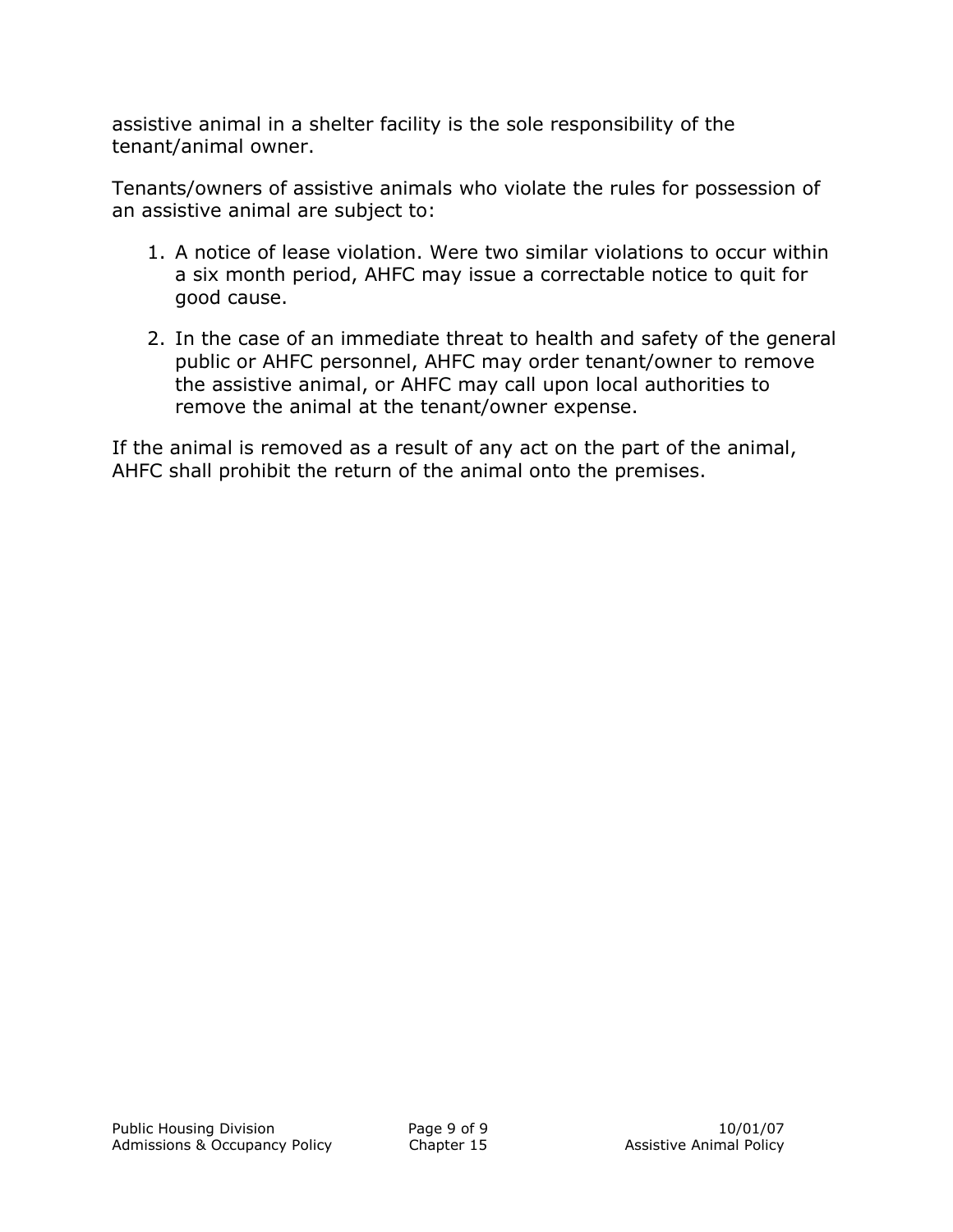assistive animal in a shelter facility is the sole responsibility of the tenant/animal owner.

Tenants/owners of assistive animals who violate the rules for possession of an assistive animal are subject to:

1. A notice of lease violation. Were two similar violations to occur within a six month period, AHFC may issue a correctable notice to quit for good cause.

2. In the case of an immediate threat to health and safety of the general public or AHFC personnel, AHFC may order tenant/owner to remove the assistive animal, or AHFC may call upon local authorities to remove the animal at the tenant/owner expense.

If the animal is removed as a result of any act on the part of the animal, AHFC shall prohibit the return of the animal onto the premises.